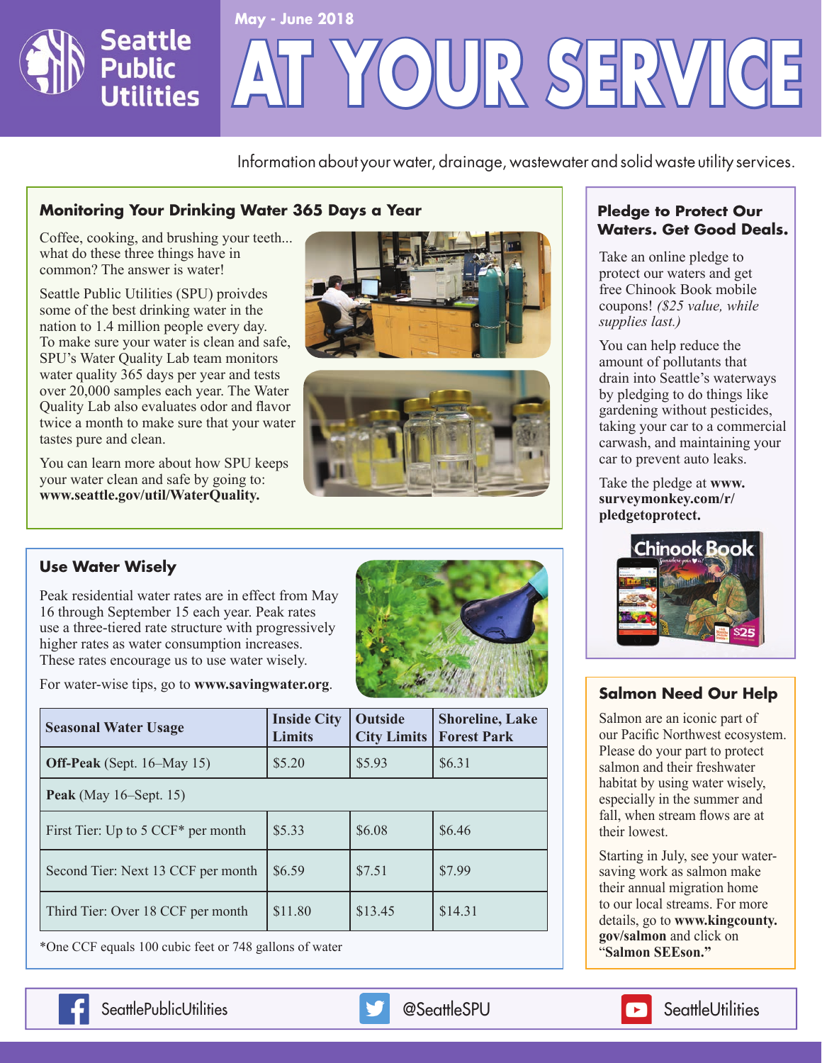# AT YOUR SERVICE

Seattle Public Utilities

May - June 2018

Information about your water, drainage, wastewater and solid waste utility services.

## Monitoring Your Drinking Water 365 Days a Year

Coffee, cooking, and brushing your teeth... what do these three things have in common? The answer is water!

Seattle Public Utilities (SPU) proivdes some of the best drinking water in the nation to 1.4 million people every day. To make sure your water is clean and safe, SPU's Water Quality Lab team monitors water quality 365 days per year and tests over 20,000 samples each year. The Water Quality Lab also evaluates odor and flavor twice a month to make sure that your water tastes pure and clean.

You can learn more about how SPU keeps your water clean and safe by going to: **www.seattle.gov/util/WaterQuality.**

## Use Water Wisely

Peak residential water rates are in effect from May 16 through September 15 each year. Peak rates use a three-tiered rate structure with progressively higher rates as water consumption increases. These rates encourage us to use water wisely.

For water-wise tips, go to **www.savingwater.org**.

| Seasonal Water Usage | Inside City Limits | Outside City Limits | Shoreline, Lake Forest Park |
|---|---|---|---|
| **Off-Peak** (Sept. 16–May 15) | $5.20 | $5.93 | $6.31 |
| **Peak** (May 16–Sept. 15) | | | |
| First Tier: Up to 5 CCF* per month | $5.33 | $6.08 | $6.46 |
| Second Tier: Next 13 CCF per month | $6.59 | $7.51 | $7.99 |
| Third Tier: Over 18 CCF per month | $11.80 | $13.45 | $14.31 |

*One CCF equals 100 cubic feet or 748 gallons of water

## Pledge to Protect Our Waters. Get Good Deals.

Take an online pledge to protect our waters and get free Chinook Book mobile coupons! *($25 value, while supplies last.)*

You can help reduce the amount of pollutants that drain into Seattle's waterways by pledging to do things like gardening without pesticides, taking your car to a commercial carwash, and maintaining your car to prevent auto leaks.

Take the pledge at **www.surveymonkey.com/r/pledgetoprotect.**

## Salmon Need Our Help

Salmon are an iconic part of our Pacific Northwest ecosystem. Please do your part to protect salmon and their freshwater habitat by using water wisely, especially in the summer and fall, when stream flows are at their lowest.

Starting in July, see your water-saving work as salmon make their annual migration home to our local streams. For more details, go to **www.kingcounty.gov/salmon** and click on "**Salmon SEEson.**"

SeattlePublicUtilities | @SeattleSPU | SeattleUtilities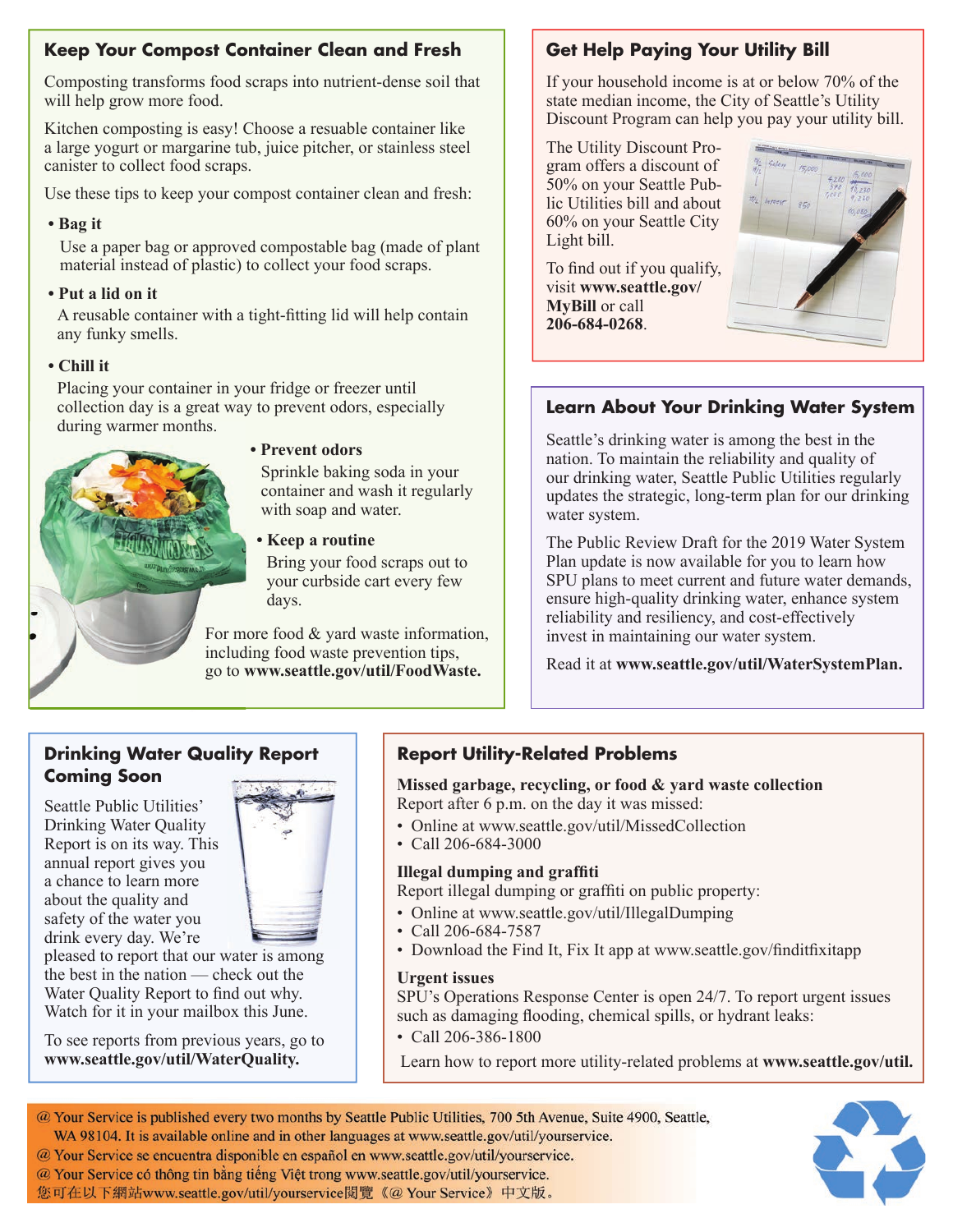## Keep Your Compost Container Clean and Fresh

Composting transforms food scraps into nutrient-dense soil that will help grow more food.

Kitchen composting is easy! Choose a resuable container like a large yogurt or margarine tub, juice pitcher, or stainless steel canister to collect food scraps.

Use these tips to keep your compost container clean and fresh:

- **Bag it**
  Use a paper bag or approved compostable bag (made of plant material instead of plastic) to collect your food scraps.
- **Put a lid on it**
  A reusable container with a tight-fitting lid will help contain any funky smells.
- **Chill it**
  Placing your container in your fridge or freezer until collection day is a great way to prevent odors, especially during warmer months.
- **Prevent odors**
  Sprinkle baking soda in your container and wash it regularly with soap and water.
- **Keep a routine**
  Bring your food scraps out to your curbside cart every few days.

For more food & yard waste information, including food waste prevention tips, go to **www.seattle.gov/util/FoodWaste.**

## Get Help Paying Your Utility Bill

If your household income is at or below 70% of the state median income, the City of Seattle's Utility Discount Program can help you pay your utility bill.

The Utility Discount Program offers a discount of 50% on your Seattle Public Utilities bill and about 60% on your Seattle City Light bill.

To find out if you qualify, visit **www.seattle.gov/MyBill** or call **206-684-0268**.

## Learn About Your Drinking Water System

Seattle's drinking water is among the best in the nation. To maintain the reliability and quality of our drinking water, Seattle Public Utilities regularly updates the strategic, long-term plan for our drinking water system.

The Public Review Draft for the 2019 Water System Plan update is now available for you to learn how SPU plans to meet current and future water demands, ensure high-quality drinking water, enhance system reliability and resiliency, and cost-effectively invest in maintaining our water system.

Read it at **www.seattle.gov/util/WaterSystemPlan.**

## Drinking Water Quality Report Coming Soon

Seattle Public Utilities' Drinking Water Quality Report is on its way. This annual report gives you a chance to learn more about the quality and safety of the water you drink every day. We're pleased to report that our water is among the best in the nation — check out the Water Quality Report to find out why. Watch for it in your mailbox this June.

To see reports from previous years, go to **www.seattle.gov/util/WaterQuality.**

## Report Utility-Related Problems

**Missed garbage, recycling, or food & yard waste collection**
Report after 6 p.m. on the day it was missed:

- Online at www.seattle.gov/util/MissedCollection
- Call 206-684-3000

**Illegal dumping and graffiti**
Report illegal dumping or graffiti on public property:

- Online at www.seattle.gov/util/IllegalDumping
- Call 206-684-7587
- Download the Find It, Fix It app at www.seattle.gov/finditfixitapp

**Urgent issues**
SPU's Operations Response Center is open 24/7. To report urgent issues such as damaging flooding, chemical spills, or hydrant leaks:

- Call 206-386-1800

Learn how to report more utility-related problems at **www.seattle.gov/util.**

@ Your Service is published every two months by Seattle Public Utilities, 700 5th Avenue, Suite 4900, Seattle, WA 98104. It is available online and in other languages at www.seattle.gov/util/yourservice.

@ Your Service se encuentra disponible en español en www.seattle.gov/util/yourservice.

@ Your Service có thông tin bằng tiếng Việt trong www.seattle.gov/util/yourservice.

您可在以下網站www.seattle.gov/util/yourservice閱覽《@ Your Service》中文版。